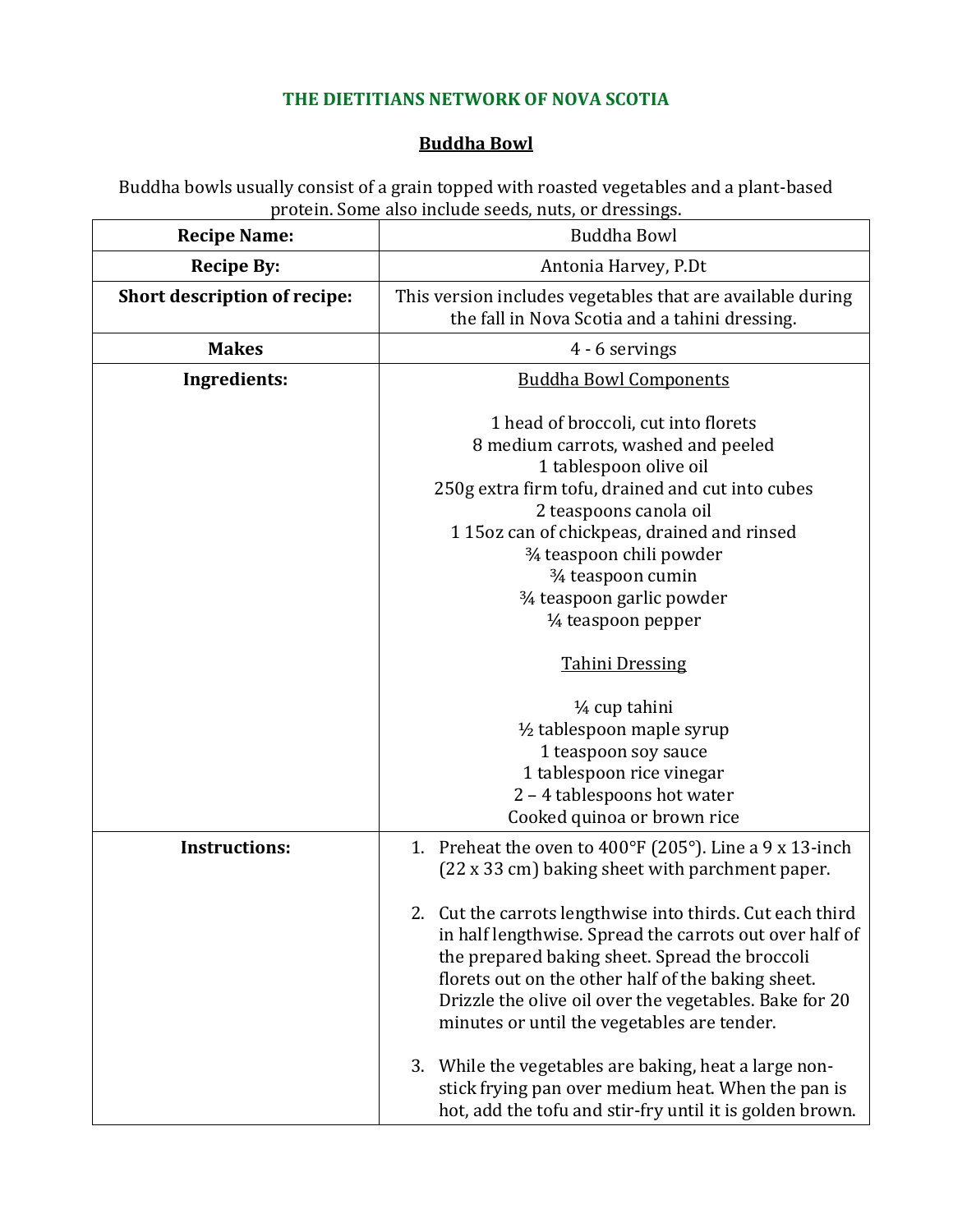## THE DIETITIANS NETWORK OF NOVA SCOTIA

### Buddha Bowl

Buddha bowls usually consist of a grain topped with roasted vegetables and a plant-based protein. Some also include seeds, nuts, or dressings.

| **Recipe Name:** | Buddha Bowl |
|---|---|
| **Recipe By:** | Antonia Harvey, P.Dt |
| **Short description of recipe:** | This version includes vegetables that are available during the fall in Nova Scotia and a tahini dressing. |
| **Makes** | 4 - 6 servings |
| **Ingredients:** | Buddha Bowl Components<br><br>1 head of broccoli, cut into florets<br>8 medium carrots, washed and peeled<br>1 tablespoon olive oil<br>250g extra firm tofu, drained and cut into cubes<br>2 teaspoons canola oil<br>1 15oz can of chickpeas, drained and rinsed<br>¾ teaspoon chili powder<br>¾ teaspoon cumin<br>¾ teaspoon garlic powder<br>¼ teaspoon pepper<br><br>Tahini Dressing<br><br>¼ cup tahini<br>½ tablespoon maple syrup<br>1 teaspoon soy sauce<br>1 tablespoon rice vinegar<br>2 – 4 tablespoons hot water<br>Cooked quinoa or brown rice |
| **Instructions:** | 1. Preheat the oven to 400°F (205°). Line a 9 x 13-inch (22 x 33 cm) baking sheet with parchment paper.<br><br>2. Cut the carrots lengthwise into thirds. Cut each third in half lengthwise. Spread the carrots out over half of the prepared baking sheet. Spread the broccoli florets out on the other half of the baking sheet. Drizzle the olive oil over the vegetables. Bake for 20 minutes or until the vegetables are tender.<br><br>3. While the vegetables are baking, heat a large non-stick frying pan over medium heat. When the pan is hot, add the tofu and stir-fry until it is golden brown. |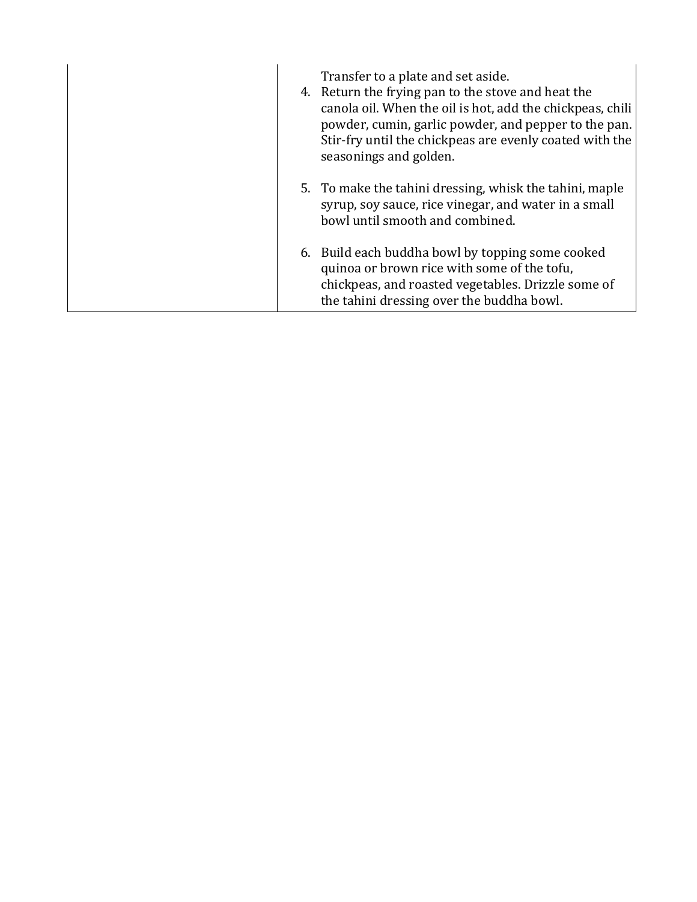| | |
|---|---|
| | Transfer to a plate and set aside.<br>4. Return the frying pan to the stove and heat the canola oil. When the oil is hot, add the chickpeas, chili powder, cumin, garlic powder, and pepper to the pan. Stir-fry until the chickpeas are evenly coated with the seasonings and golden.<br><br>5. To make the tahini dressing, whisk the tahini, maple syrup, soy sauce, rice vinegar, and water in a small bowl until smooth and combined.<br><br>6. Build each buddha bowl by topping some cooked quinoa or brown rice with some of the tofu, chickpeas, and roasted vegetables. Drizzle some of the tahini dressing over the buddha bowl. |